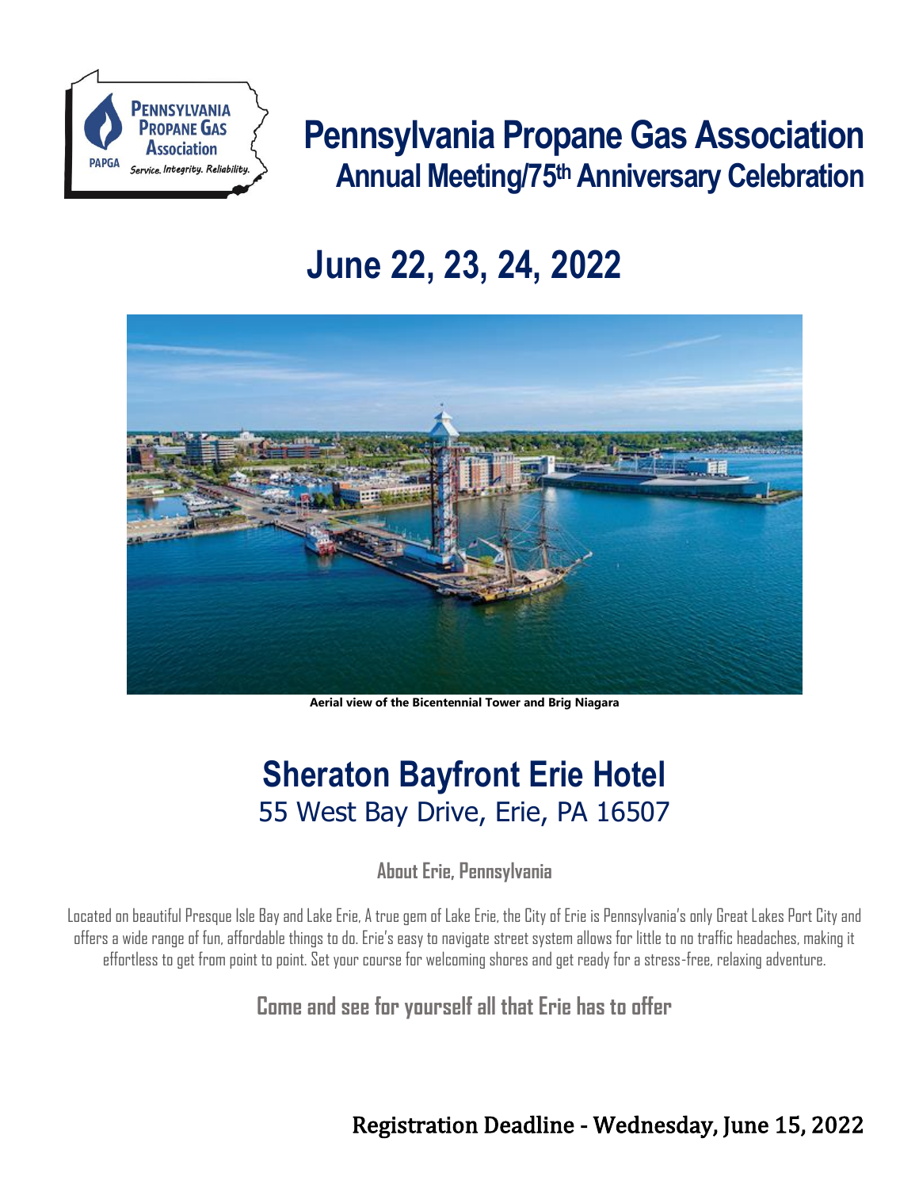# Pennsylvania Propane Gas Association

## Annual Meeting/75th Anniversary Celebration

# June 22, 23, 24, 2022

**Aerial view of the Bicentennial Tower and Brig Niagara**

# Sheraton Bayfront Erie Hotel

55 West Bay Drive, Erie, PA 16507

**About Erie, Pennsylvania**

Located on beautiful Presque Isle Bay and Lake Erie, A true gem of Lake Erie, the City of Erie is Pennsylvania's only Great Lakes Port City and offers a wide range of fun, affordable things to do. Erie's easy to navigate street system allows for little to no traffic headaches, making it effortless to get from point to point. Set your course for welcoming shores and get ready for a stress-free, relaxing adventure.

**Come and see for yourself all that Erie has to offer**

**Registration Deadline - Wednesday, June 15, 2022**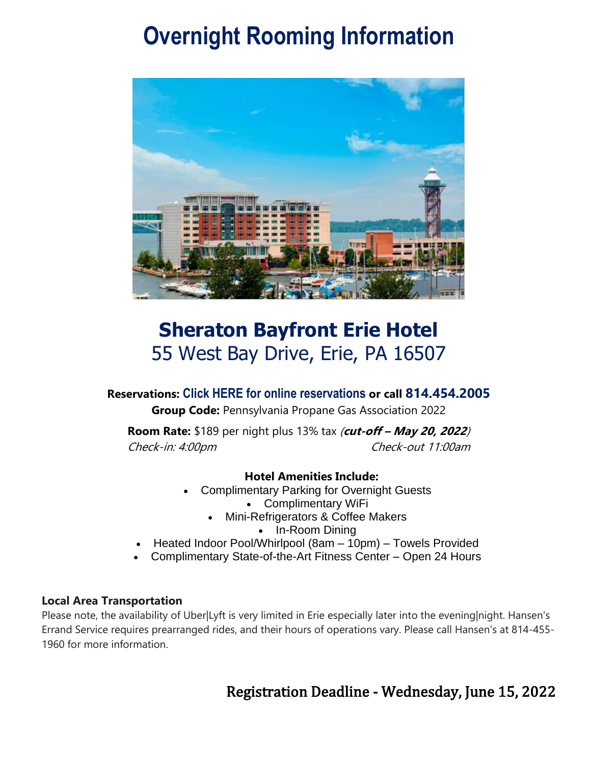# Overnight Rooming Information

## Sheraton Bayfront Erie Hotel

55 West Bay Drive, Erie, PA 16507

**Reservations:** Click HERE for online reservations **or call** 814.454.2005

**Group Code:** Pennsylvania Propane Gas Association 2022

**Room Rate:** $189 per night plus 13% tax *(**cut-off – May 20, 2022**)*

*Check-in: 4:00pm* *Check-out 11:00am*

**Hotel Amenities Include:**

- Complimentary Parking for Overnight Guests
- Complimentary WiFi
- Mini-Refrigerators & Coffee Makers
- In-Room Dining
- Heated Indoor Pool/Whirlpool (8am – 10pm) – Towels Provided
- Complimentary State-of-the-Art Fitness Center – Open 24 Hours

**Local Area Transportation**

Please note, the availability of Uber|Lyft is very limited in Erie especially later into the evening|night. Hansen's Errand Service requires prearranged rides, and their hours of operations vary. Please call Hansen's at 814-455-1960 for more information.

Registration Deadline - Wednesday, June 15, 2022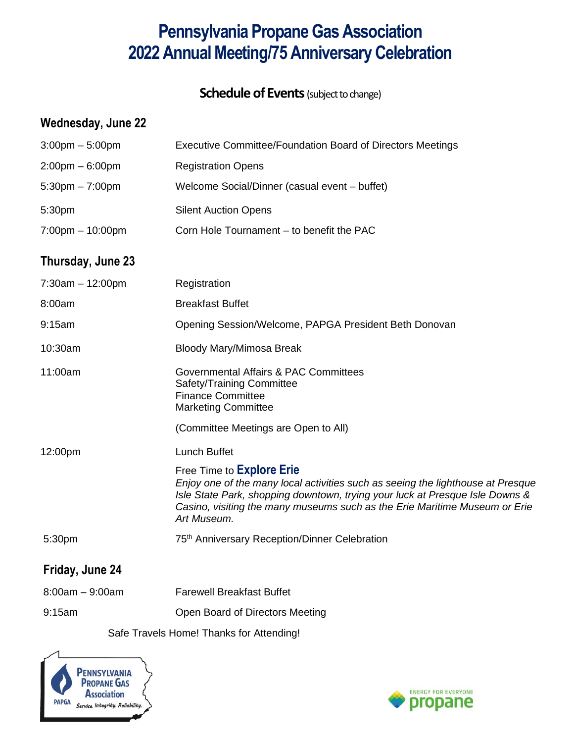# Pennsylvania Propane Gas Association
# 2022 Annual Meeting/75 Anniversary Celebration

## Schedule of Events (subject to change)

### Wednesday, June 22

| | |
|---|---|
| 3:00pm – 5:00pm | Executive Committee/Foundation Board of Directors Meetings |
| 2:00pm – 6:00pm | Registration Opens |
| 5:30pm – 7:00pm | Welcome Social/Dinner (casual event – buffet) |
| 5:30pm | Silent Auction Opens |
| 7:00pm – 10:00pm | Corn Hole Tournament – to benefit the PAC |

### Thursday, June 23

| | |
|---|---|
| 7:30am – 12:00pm | Registration |
| 8:00am | Breakfast Buffet |
| 9:15am | Opening Session/Welcome, PAPGA President Beth Donovan |
| 10:30am | Bloody Mary/Mimosa Break |
| 11:00am | Governmental Affairs & PAC Committees<br>Safety/Training Committee<br>Finance Committee<br>Marketing Committee<br><br>(Committee Meetings are Open to All) |
| 12:00pm | Lunch Buffet<br><br>Free Time to **Explore Erie**<br>*Enjoy one of the many local activities such as seeing the lighthouse at Presque Isle State Park, shopping downtown, trying your luck at Presque Isle Downs & Casino, visiting the many museums such as the Erie Maritime Museum or Erie Art Museum.* |
| 5:30pm | 75th Anniversary Reception/Dinner Celebration |

### Friday, June 24

| | |
|---|---|
| 8:00am – 9:00am | Farewell Breakfast Buffet |
| 9:15am | Open Board of Directors Meeting |

Safe Travels Home! Thanks for Attending!

Pennsylvania Propane Gas Association
PAPGA
Service. Integrity. Reliability.

ENERGY FOR EVERYONE
propane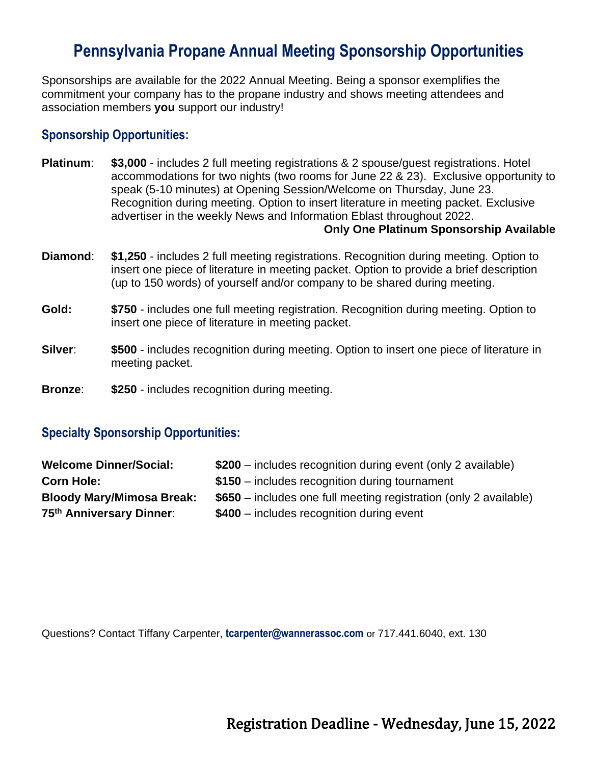# Pennsylvania Propane Annual Meeting Sponsorship Opportunities

Sponsorships are available for the 2022 Annual Meeting. Being a sponsor exemplifies the commitment your company has to the propane industry and shows meeting attendees and association members **you** support our industry!

## Sponsorship Opportunities:

**Platinum**: **$3,000** - includes 2 full meeting registrations & 2 spouse/guest registrations. Hotel accommodations for two nights (two rooms for June 22 & 23). Exclusive opportunity to speak (5-10 minutes) at Opening Session/Welcome on Thursday, June 23. Recognition during meeting. Option to insert literature in meeting packet. Exclusive advertiser in the weekly News and Information Eblast throughout 2022.
**Only One Platinum Sponsorship Available**

**Diamond**: **$1,250** - includes 2 full meeting registrations. Recognition during meeting. Option to insert one piece of literature in meeting packet. Option to provide a brief description (up to 150 words) of yourself and/or company to be shared during meeting.

**Gold:** **$750** - includes one full meeting registration. Recognition during meeting. Option to insert one piece of literature in meeting packet.

**Silver**: **$500** - includes recognition during meeting. Option to insert one piece of literature in meeting packet.

**Bronze**: **$250** - includes recognition during meeting.

## Specialty Sponsorship Opportunities:

**Welcome Dinner/Social:** **$200** – includes recognition during event (only 2 available)
**Corn Hole:** **$150** – includes recognition during tournament
**Bloody Mary/Mimosa Break:** **$650** – includes one full meeting registration (only 2 available)
**75th Anniversary Dinner**: **$400** – includes recognition during event

Questions? Contact Tiffany Carpenter, **tcarpenter@wannerassoc.com** or 717.441.6040, ext. 130

**Registration Deadline - Wednesday, June 15, 2022**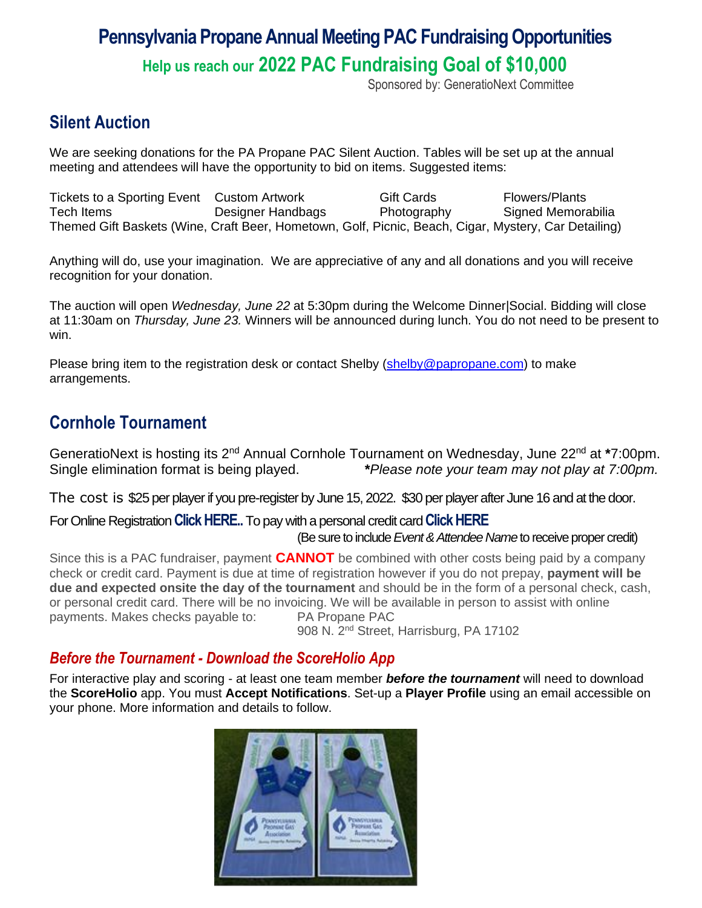# Pennsylvania Propane Annual Meeting PAC Fundraising Opportunities

## Help us reach our 2022 PAC Fundraising Goal of $10,000

Sponsored by: GenerationNext Committee

## Silent Auction

We are seeking donations for the PA Propane PAC Silent Auction. Tables will be set up at the annual meeting and attendees will have the opportunity to bid on items. Suggested items:

| | | | |
|---|---|---|---|
| Tickets to a Sporting Event | Custom Artwork | Gift Cards | Flowers/Plants |
| Tech Items | Designer Handbags | Photography | Signed Memorabilia |

Themed Gift Baskets (Wine, Craft Beer, Hometown, Golf, Picnic, Beach, Cigar, Mystery, Car Detailing)

Anything will do, use your imagination. We are appreciative of any and all donations and you will receive recognition for your donation.

The auction will open *Wednesday, June 22* at 5:30pm during the Welcome Dinner|Social. Bidding will close at 11:30am on *Thursday, June 23.* Winners will be announced during lunch. You do not need to be present to win.

Please bring item to the registration desk or contact Shelby (shelby@papropane.com) to make arrangements.

## Cornhole Tournament

GeneratioNext is hosting its 2nd Annual Cornhole Tournament on Wednesday, June 22nd at **\***7:00pm. Single elimination format is being played. ***Please note your team may not play at 7:00pm.***

The cost is $25 per player if you pre-register by June 15, 2022. $30 per player after June 16 and at the door.

For Online Registration **Click HERE..** To pay with a personal credit card **Click HERE**

(Be sure to include *Event & Attendee Name* to receive proper credit)

Since this is a PAC fundraiser, payment **CANNOT** be combined with other costs being paid by a company check or credit card. Payment is due at time of registration however if you do not prepay, **payment will be due and expected onsite the day of the tournament** and should be in the form of a personal check, cash, or personal credit card. There will be no invoicing. We will be available in person to assist with online payments. Makes checks payable to: PA Propane PAC
908 N. 2nd Street, Harrisburg, PA 17102

### *Before the Tournament - Download the ScoreHolio App*

For interactive play and scoring - at least one team member ***before the tournament*** will need to download the **ScoreHolio** app. You must **Accept Notifications**. Set-up a **Player Profile** using an email accessible on your phone. More information and details to follow.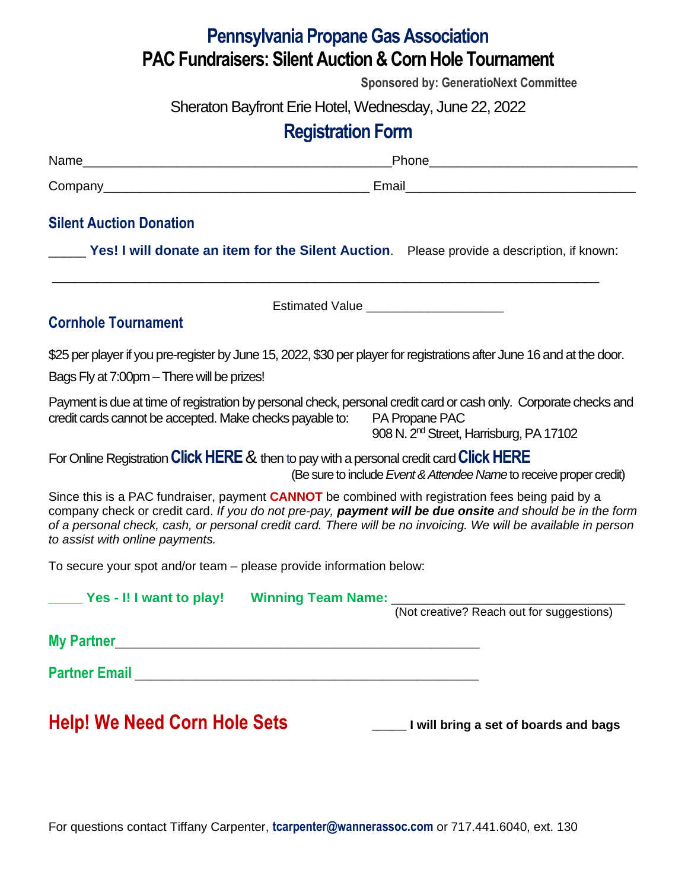# Pennsylvania Propane Gas Association

## PAC Fundraisers: Silent Auction & Corn Hole Tournament

**Sponsored by: GeneratioNext Committee**

Sheraton Bayfront Erie Hotel, Wednesday, June 22, 2022

## Registration Form

Name\_\_\_\_\_\_\_\_\_\_\_\_\_\_\_\_\_\_\_\_\_\_\_\_\_\_\_\_\_\_\_\_\_\_\_\_\_\_\_\_\_\_\_\_Phone\_\_\_\_\_\_\_\_\_\_\_\_\_\_\_\_\_\_\_\_\_\_\_\_\_\_\_\_\_\_\_

Company\_\_\_\_\_\_\_\_\_\_\_\_\_\_\_\_\_\_\_\_\_\_\_\_\_\_\_\_\_\_\_\_\_\_\_\_\_\_\_ Email\_\_\_\_\_\_\_\_\_\_\_\_\_\_\_\_\_\_\_\_\_\_\_\_\_\_\_\_\_\_\_\_\_\_\_

### Silent Auction Donation

\_\_\_\_\_ **Yes! I will donate an item for the Silent Auction**. Please provide a description, if known:

\_\_\_\_\_\_\_\_\_\_\_\_\_\_\_\_\_\_\_\_\_\_\_\_\_\_\_\_\_\_\_\_\_\_\_\_\_\_\_\_\_\_\_\_\_\_\_\_\_\_\_\_\_\_\_\_\_\_\_\_\_\_\_\_\_\_\_\_\_\_\_\_\_\_\_\_\_\_\_\_

Estimated Value \_\_\_\_\_\_\_\_\_\_\_\_\_\_\_\_\_\_\_\_

### Cornhole Tournament

$25 per player if you pre-register by June 15, 2022, $30 per player for registrations after June 16 and at the door.

Bags Fly at 7:00pm – There will be prizes!

Payment is due at time of registration by personal check, personal credit card or cash only. Corporate checks and credit cards cannot be accepted. Make checks payable to: PA Propane PAC
908 N. 2nd Street, Harrisburg, PA 17102

For Online Registration **Click HERE** & then to pay with a personal credit card **Click HERE**
(Be sure to include *Event & Attendee Name* to receive proper credit)

Since this is a PAC fundraiser, payment **CANNOT** be combined with registration fees being paid by a company check or credit card. *If you do not pre-pay,* ***payment will be due onsite*** *and should be in the form of a personal check, cash, or personal credit card. There will be no invoicing. We will be available in person to assist with online payments.*

To secure your spot and/or team – please provide information below:

\_\_\_\_\_ **Yes - I! I want to play!** **Winning Team Name:** \_\_\_\_\_\_\_\_\_\_\_\_\_\_\_\_\_\_\_\_\_\_\_\_\_\_\_\_\_\_\_\_\_
(Not creative? Reach out for suggestions)

**My Partner**\_\_\_\_\_\_\_\_\_\_\_\_\_\_\_\_\_\_\_\_\_\_\_\_\_\_\_\_\_\_\_\_\_\_\_\_\_\_\_\_\_\_\_\_\_\_\_\_\_\_

**Partner Email** \_\_\_\_\_\_\_\_\_\_\_\_\_\_\_\_\_\_\_\_\_\_\_\_\_\_\_\_\_\_\_\_\_\_\_\_\_\_\_\_\_\_\_\_\_\_\_

## Help! We Need Corn Hole Sets

\_\_\_\_\_ **I will bring a set of boards and bags**

For questions contact Tiffany Carpenter, **tcarpenter@wannerassoc.com** or 717.441.6040, ext. 130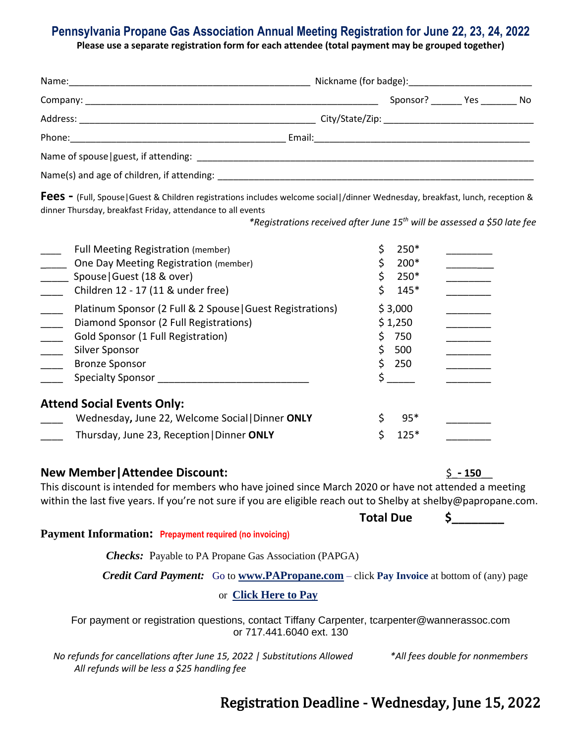## Pennsylvania Propane Gas Association Annual Meeting Registration for June 22, 23, 24, 2022

**Please use a separate registration form for each attendee (total payment may be grouped together)**

Name:_______________________________________________ Nickname (for badge):________________________

Company: ___________________________________________________________ Sponsor? ______ Yes _______ No

Address: ______________________________________________ City/State/Zip: ______________________________

Phone:__________________________________________ Email:___________________________________________

Name of spouse|guest, if attending: ____________________________________________________________________

Name(s) and age of children, if attending: ______________________________________________________________

**Fees -** (Full, Spouse|Guest & Children registrations includes welcome social|/dinner Wednesday, breakfast, lunch, reception & dinner Thursday, breakfast Friday, attendance to all events

*\*Registrations received after June 15th will be assessed a $50 late fee*

| | | | |
|---|---|---|---|
| ____ | Full Meeting Registration (member) | $ 250* | ________ |
| _____ | One Day Meeting Registration (member) | $ 200* | ________ |
| _____ | Spouse\|Guest (18 & over) | $ 250* | ________ |
| ____ | Children 12 - 17 (11 & under free) | $ 145* | ________ |
| ____ | Platinum Sponsor (2 Full & 2 Spouse\|Guest Registrations) | $ 3,000 | ________ |
| ____ | Diamond Sponsor (2 Full Registrations) | $ 1,250 | ________ |
| ____ | Gold Sponsor (1 Full Registration) | $ 750 | ________ |
| ____ | Silver Sponsor | $ 500 | ________ |
| ____ | Bronze Sponsor | $ 250 | ________ |
| ____ | Specialty Sponsor ___________________________ | $ _____ | ________ |

### Attend Social Events Only:

| | | | |
|---|---|---|---|
| ____ | Wednesday**,** June 22, Welcome Social\|Dinner **ONLY** | $ 95* | ________ |
| ____ | Thursday, June 23, Reception\|Dinner **ONLY** | $ 125* | ________ |

### New Member|Attendee Discount: $ **- 150**

This discount is intended for members who have joined since March 2020 or have not attended a meeting within the last five years. If you're not sure if you are eligible reach out to Shelby at shelby@papropane.com.

**Total Due $________**

**Payment Information:** Prepayment required (no invoicing)

***Checks:*** Payable to PA Propane Gas Association (PAPGA)

***Credit Card Payment:*** Go to **www.PAPropane.com** – click **Pay Invoice** at bottom of (any) page

or **Click Here to Pay**

For payment or registration questions, contact Tiffany Carpenter, tcarpenter@wannerassoc.com or 717.441.6040 ext. 130

*No refunds for cancellations after June 15, 2022 | Substitutions Allowed*
*All refunds will be less a $25 handling fee*

*\*All fees double for nonmembers*

## Registration Deadline - Wednesday, June 15, 2022